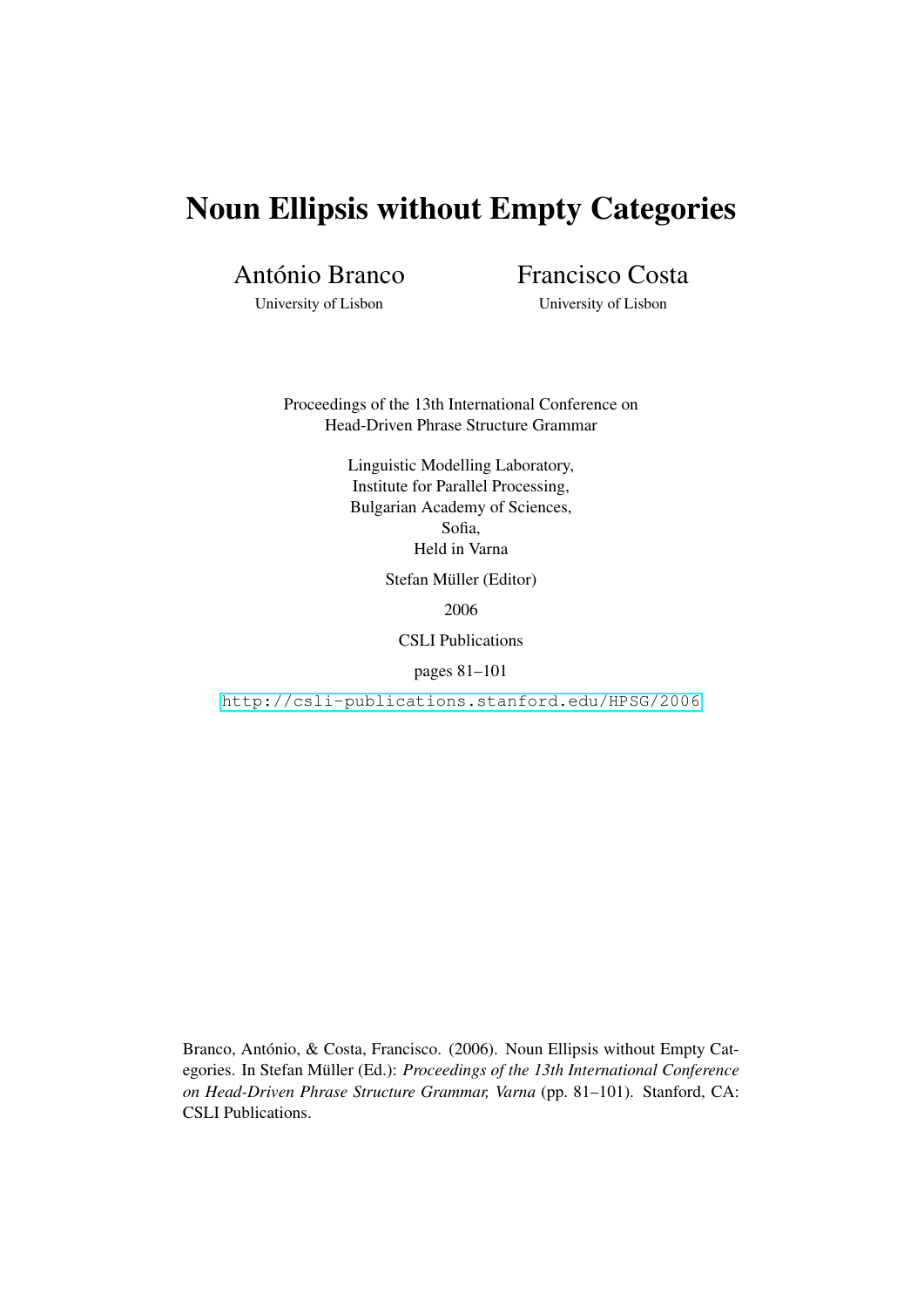# Noun Ellipsis without Empty Categories

António Branco
University of Lisbon

Francisco Costa
University of Lisbon

Proceedings of the 13th International Conference on
Head-Driven Phrase Structure Grammar

Linguistic Modelling Laboratory,
Institute for Parallel Processing,
Bulgarian Academy of Sciences,
Sofia,
Held in Varna

Stefan Müller (Editor)

2006

CSLI Publications

pages 81–101

http://csli-publications.stanford.edu/HPSG/2006

Branco, António, & Costa, Francisco. (2006). Noun Ellipsis without Empty Categories. In Stefan Müller (Ed.): *Proceedings of the 13th International Conference on Head-Driven Phrase Structure Grammar, Varna* (pp. 81–101). Stanford, CA: CSLI Publications.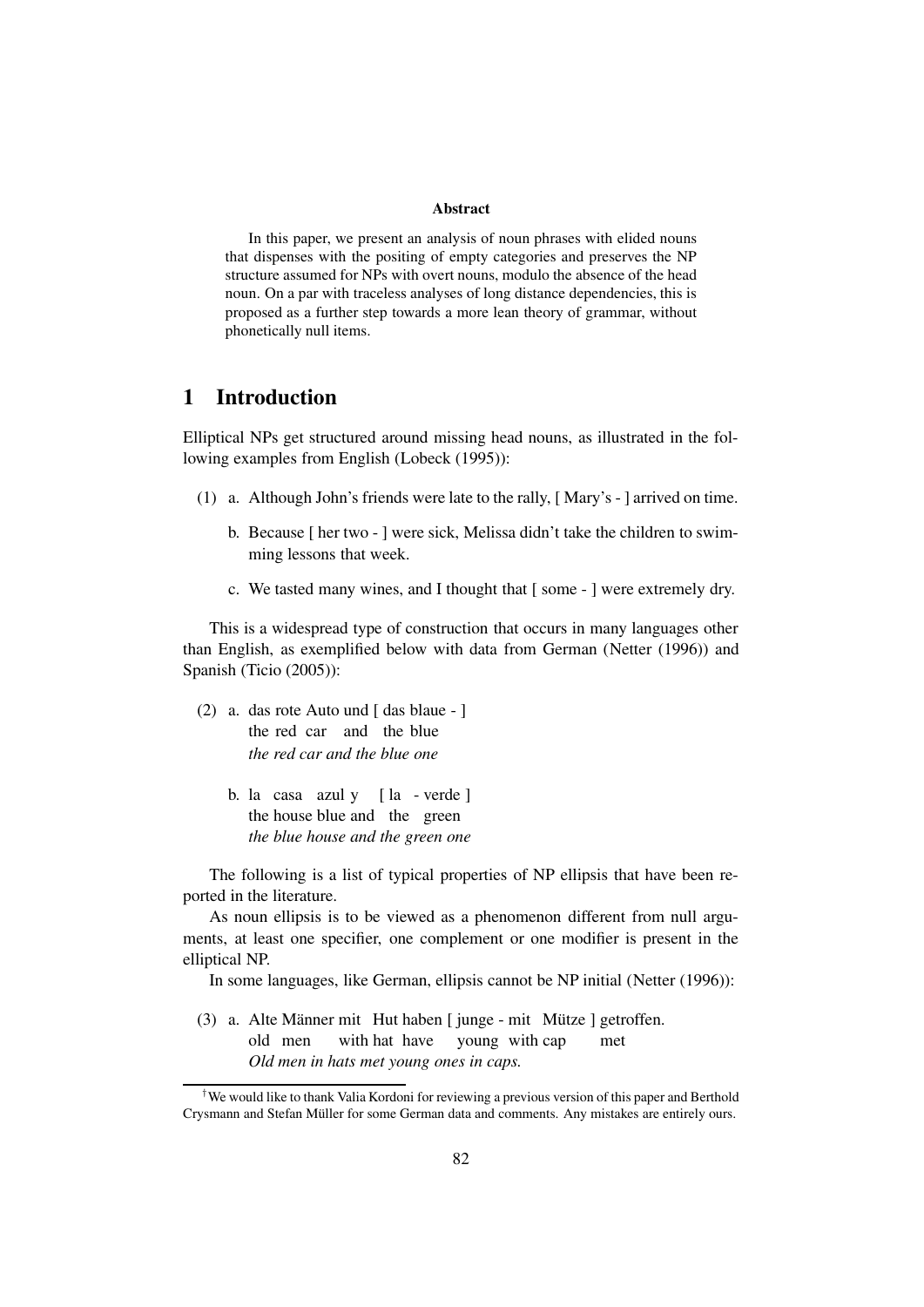**Abstract**

In this paper, we present an analysis of noun phrases with elided nouns that dispenses with the positing of empty categories and preserves the NP structure assumed for NPs with overt nouns, modulo the absence of the head noun. On a par with traceless analyses of long distance dependencies, this is proposed as a further step towards a more lean theory of grammar, without phonetically null items.

## 1 Introduction

Elliptical NPs get structured around missing head nouns, as illustrated in the following examples from English (Lobeck (1995)):

(1) a. Although John's friends were late to the rally, [ Mary's - ] arrived on time.

b. Because [ her two - ] were sick, Melissa didn't take the children to swimming lessons that week.

c. We tasted many wines, and I thought that [ some - ] were extremely dry.

This is a widespread type of construction that occurs in many languages other than English, as exemplified below with data from German (Netter (1996)) and Spanish (Ticio (2005)):

(2) a. das rote Auto und [ das blaue - ]
the red car and the blue
*the red car and the blue one*

b. la casa azul y [ la - verde ]
the house blue and the green
*the blue house and the green one*

The following is a list of typical properties of NP ellipsis that have been reported in the literature.

As noun ellipsis is to be viewed as a phenomenon different from null arguments, at least one specifier, one complement or one modifier is present in the elliptical NP.

In some languages, like German, ellipsis cannot be NP initial (Netter (1996)):

(3) a. Alte Männer mit Hut haben [ junge - mit Mütze ] getroffen.
old men with hat have young with cap met
*Old men in hats met young ones in caps.*

---

[†] We would like to thank Valia Kordoni for reviewing a previous version of this paper and Berthold Crysmann and Stefan Müller for some German data and comments. Any mistakes are entirely ours.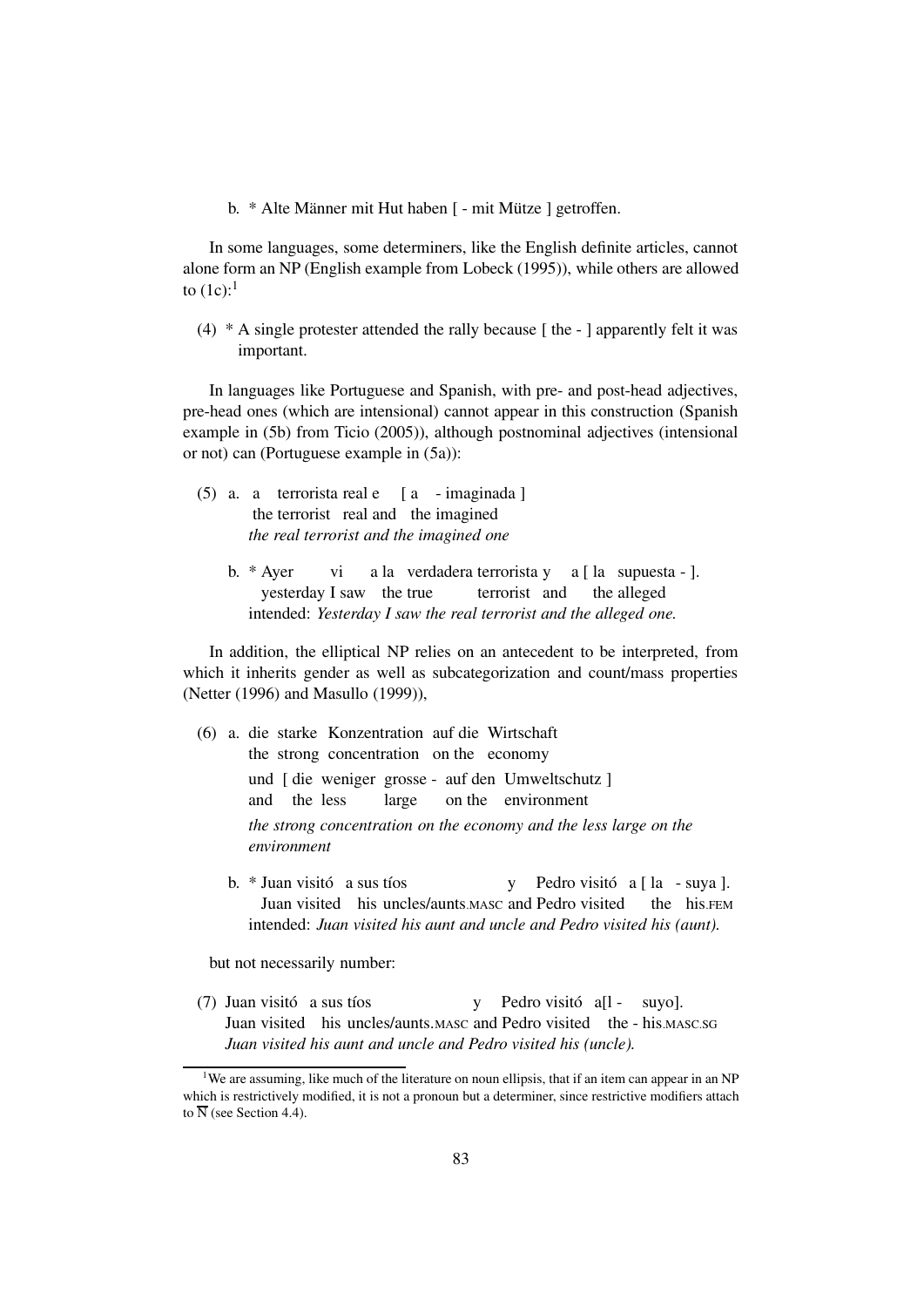b. * Alte Männer mit Hut haben [ - mit Mütze ] getroffen.

In some languages, some determiners, like the English definite articles, cannot alone form an NP (English example from Lobeck (1995)), while others are allowed to (1c):[1]

(4) * A single protester attended the rally because [ the - ] apparently felt it was important.

In languages like Portuguese and Spanish, with pre- and post-head adjectives, pre-head ones (which are intensional) cannot appear in this construction (Spanish example in (5b) from Ticio (2005)), although postnominal adjectives (intensional or not) can (Portuguese example in (5a)):

(5) a. a terrorista real e [ a - imaginada ]
   the terrorist real and the imagined
   *the real terrorist and the imagined one*

   b. * Ayer vi a la verdadera terrorista y a [ la supuesta - ].
   yesterday I saw the true terrorist and the alleged
   intended: *Yesterday I saw the real terrorist and the alleged one.*

In addition, the elliptical NP relies on an antecedent to be interpreted, from which it inherits gender as well as subcategorization and count/mass properties (Netter (1996) and Masullo (1999)),

(6) a. die starke Konzentration auf die Wirtschaft
   the strong concentration on the economy
   und [ die weniger grosse - auf den Umweltschutz ]
   and the less large on the environment
   *the strong concentration on the economy and the less large on the environment*

   b. * Juan visitó a sus tíos y Pedro visitó a [ la - suya ].
   Juan visited his uncles/aunts.MASC and Pedro visited the his.FEM
   intended: *Juan visited his aunt and uncle and Pedro visited his (aunt).*

but not necessarily number:

(7) Juan visitó a sus tíos y Pedro visitó a[l - suyo].
   Juan visited his uncles/aunts.MASC and Pedro visited the - his.MASC.SG
   *Juan visited his aunt and uncle and Pedro visited his (uncle).*

[1] We are assuming, like much of the literature on noun ellipsis, that if an item can appear in an NP which is restrictively modified, it is not a pronoun but a determiner, since restrictive modifiers attach to $\overline{\text{N}}$ (see Section 4.4).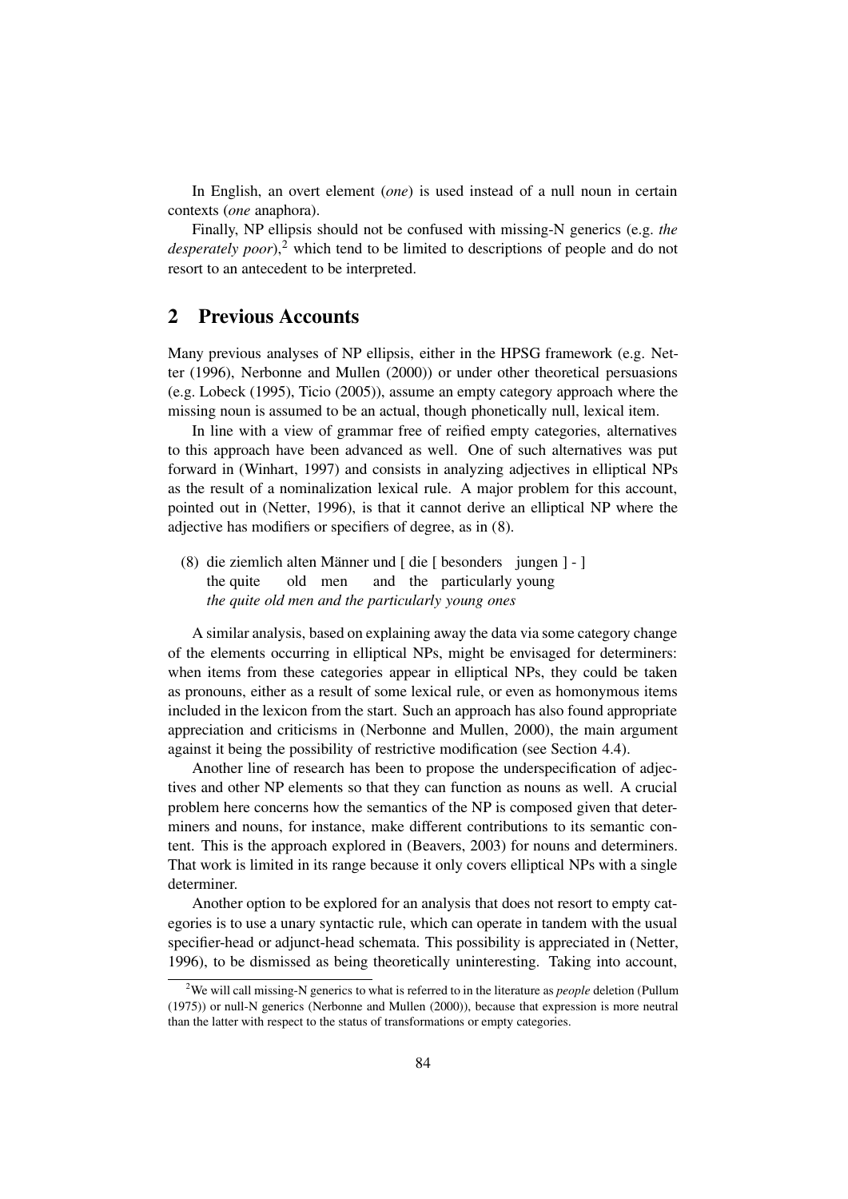In English, an overt element (*one*) is used instead of a null noun in certain contexts (*one* anaphora).

Finally, NP ellipsis should not be confused with missing-N generics (e.g. *the desperately poor*),[2] which tend to be limited to descriptions of people and do not resort to an antecedent to be interpreted.

## 2 Previous Accounts

Many previous analyses of NP ellipsis, either in the HPSG framework (e.g. Netter (1996), Nerbonne and Mullen (2000)) or under other theoretical persuasions (e.g. Lobeck (1995), Ticio (2005)), assume an empty category approach where the missing noun is assumed to be an actual, though phonetically null, lexical item.

In line with a view of grammar free of reified empty categories, alternatives to this approach have been advanced as well. One of such alternatives was put forward in (Winhart, 1997) and consists in analyzing adjectives in elliptical NPs as the result of a nominalization lexical rule. A major problem for this account, pointed out in (Netter, 1996), is that it cannot derive an elliptical NP where the adjective has modifiers or specifiers of degree, as in (8).

(8) die ziemlich alten Männer und [ die [ besonders jungen ] - ]
the quite old men and the particularly young
*the quite old men and the particularly young ones*

A similar analysis, based on explaining away the data via some category change of the elements occurring in elliptical NPs, might be envisaged for determiners: when items from these categories appear in elliptical NPs, they could be taken as pronouns, either as a result of some lexical rule, or even as homonymous items included in the lexicon from the start. Such an approach has also found appropriate appreciation and criticisms in (Nerbonne and Mullen, 2000), the main argument against it being the possibility of restrictive modification (see Section 4.4).

Another line of research has been to propose the underspecification of adjectives and other NP elements so that they can function as nouns as well. A crucial problem here concerns how the semantics of the NP is composed given that determiners and nouns, for instance, make different contributions to its semantic content. This is the approach explored in (Beavers, 2003) for nouns and determiners. That work is limited in its range because it only covers elliptical NPs with a single determiner.

Another option to be explored for an analysis that does not resort to empty categories is to use a unary syntactic rule, which can operate in tandem with the usual specifier-head or adjunct-head schemata. This possibility is appreciated in (Netter, 1996), to be dismissed as being theoretically uninteresting. Taking into account,

[2]We will call missing-N generics to what is referred to in the literature as *people* deletion (Pullum (1975)) or null-N generics (Nerbonne and Mullen (2000)), because that expression is more neutral than the latter with respect to the status of transformations or empty categories.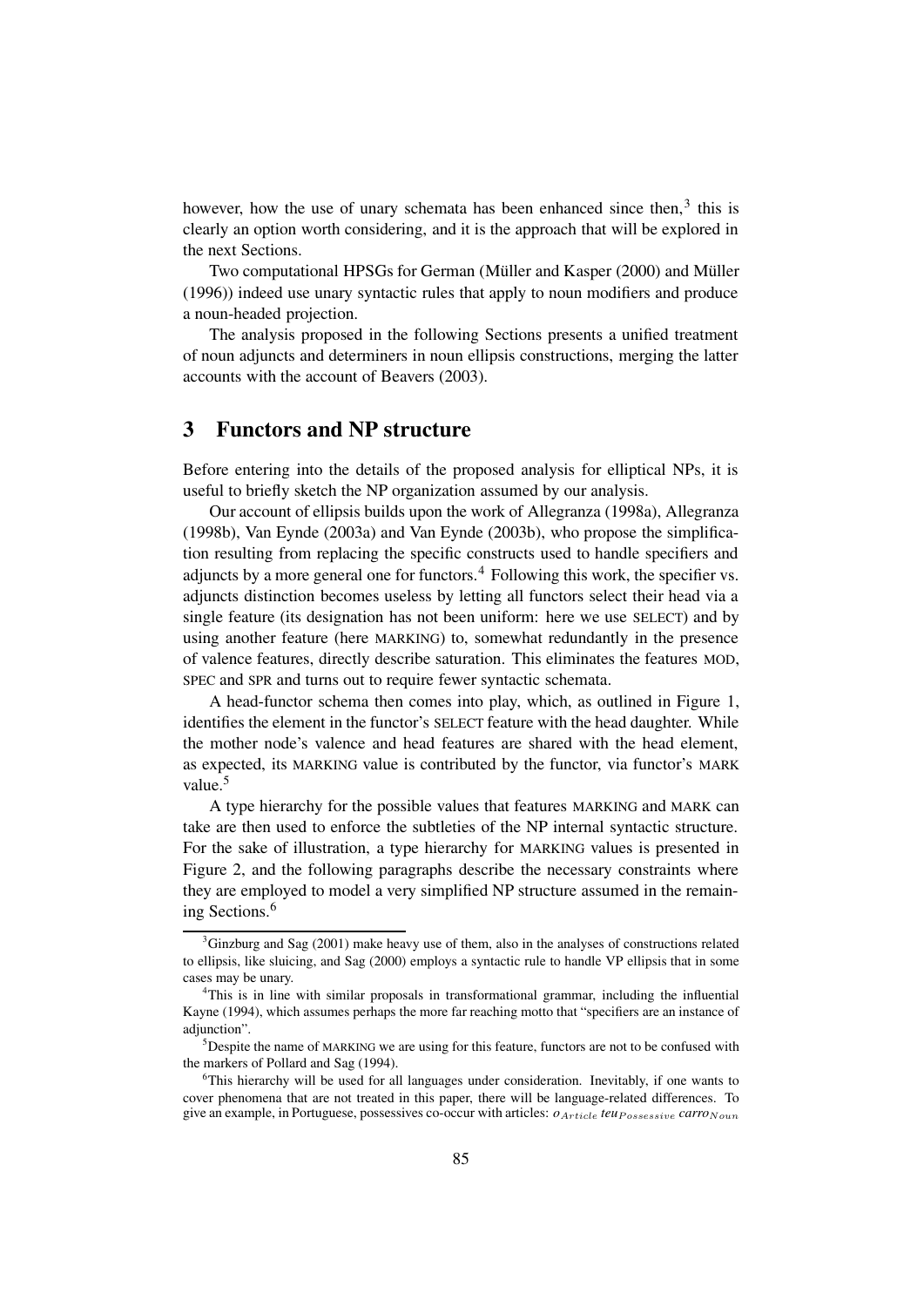however, how the use of unary schemata has been enhanced since then,[3] this is clearly an option worth considering, and it is the approach that will be explored in the next Sections.

Two computational HPSGs for German (Müller and Kasper (2000) and Müller (1996)) indeed use unary syntactic rules that apply to noun modifiers and produce a noun-headed projection.

The analysis proposed in the following Sections presents a unified treatment of noun adjuncts and determiners in noun ellipsis constructions, merging the latter accounts with the account of Beavers (2003).

## 3 Functors and NP structure

Before entering into the details of the proposed analysis for elliptical NPs, it is useful to briefly sketch the NP organization assumed by our analysis.

Our account of ellipsis builds upon the work of Allegranza (1998a), Allegranza (1998b), Van Eynde (2003a) and Van Eynde (2003b), who propose the simplification resulting from replacing the specific constructs used to handle specifiers and adjuncts by a more general one for functors.[4] Following this work, the specifier vs. adjuncts distinction becomes useless by letting all functors select their head via a single feature (its designation has not been uniform: here we use SELECT) and by using another feature (here MARKING) to, somewhat redundantly in the presence of valence features, directly describe saturation. This eliminates the features MOD, SPEC and SPR and turns out to require fewer syntactic schemata.

A head-functor schema then comes into play, which, as outlined in Figure 1, identifies the element in the functor's SELECT feature with the head daughter. While the mother node's valence and head features are shared with the head element, as expected, its MARKING value is contributed by the functor, via functor's MARK value.[5]

A type hierarchy for the possible values that features MARKING and MARK can take are then used to enforce the subtleties of the NP internal syntactic structure. For the sake of illustration, a type hierarchy for MARKING values is presented in Figure 2, and the following paragraphs describe the necessary constraints where they are employed to model a very simplified NP structure assumed in the remaining Sections.[6]

---

[3] Ginzburg and Sag (2001) make heavy use of them, also in the analyses of constructions related to ellipsis, like sluicing, and Sag (2000) employs a syntactic rule to handle VP ellipsis that in some cases may be unary.

[4] This is in line with similar proposals in transformational grammar, including the influential Kayne (1994), which assumes perhaps the more far reaching motto that "specifiers are an instance of adjunction".

[5] Despite the name of MARKING we are using for this feature, functors are not to be confused with the markers of Pollard and Sag (1994).

[6] This hierarchy will be used for all languages under consideration. Inevitably, if one wants to cover phenomena that are not treated in this paper, there will be language-related differences. To give an example, in Portuguese, possessives co-occur with articles: $o_{Article}$ *teu*$_{Possessive}$ *carro*$_{Noun}$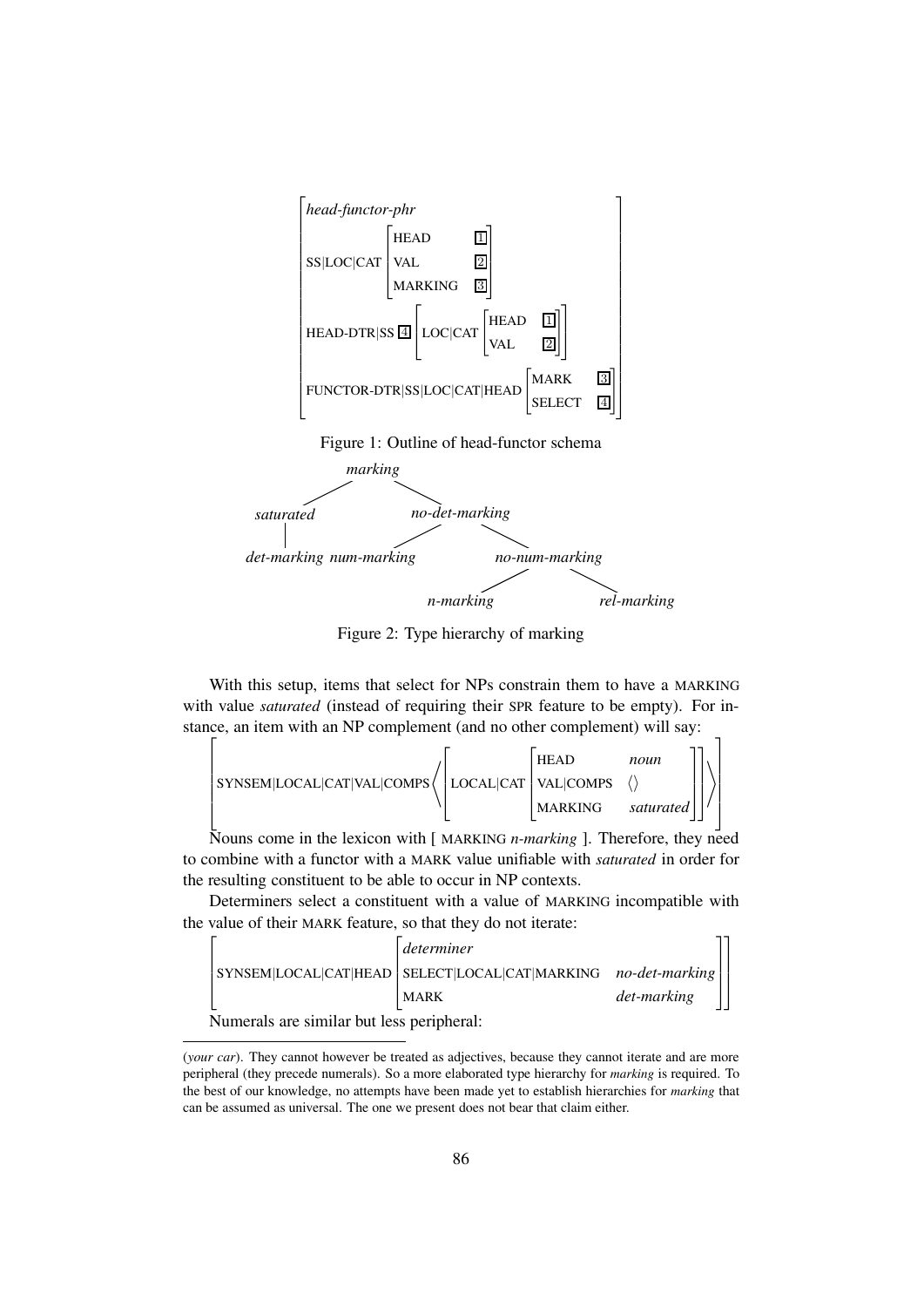$$
\begin{bmatrix}
\textit{head-functor-phr} \\
\text{SS|LOC|CAT} \begin{bmatrix} \text{HEAD} & \boxed{1} \\ \text{VAL} & \boxed{2} \\ \text{MARKING} & \boxed{3} \end{bmatrix} \\
\text{HEAD-DTR|SS } \boxed{4} \begin{bmatrix} \text{LOC|CAT} \begin{bmatrix} \text{HEAD} & \boxed{1} \\ \text{VAL} & \boxed{2} \end{bmatrix} \end{bmatrix} \\
\text{FUNCTOR-DTR|SS|LOC|CAT|HEAD} \begin{bmatrix} \text{MARK} & \boxed{3} \\ \text{SELECT} & \boxed{4} \end{bmatrix}
\end{bmatrix}
$$

Figure 1: Outline of head-functor schema

- *marking*
  - *saturated*
    - *det-marking*
  - *no-det-marking*
    - *num-marking*
    - *no-num-marking*
      - *n-marking*
      - *rel-marking*

Figure 2: Type hierarchy of marking

With this setup, items that select for NPs constrain them to have a MARKING with value *saturated* (instead of requiring their SPR feature to be empty). For instance, an item with an NP complement (and no other complement) will say:

$$
\begin{bmatrix}
\text{SYNSEM|LOCAL|CAT|VAL|COMPS} \left\langle \begin{bmatrix} \text{LOCAL|CAT} \begin{bmatrix} \text{HEAD} & \textit{noun} \\ \text{VAL|COMPS} & \langle\rangle \\ \text{MARKING} & \textit{saturated} \end{bmatrix} \end{bmatrix} \right\rangle
\end{bmatrix}
$$

Nouns come in the lexicon with [ MARKING *n-marking* ]. Therefore, they need to combine with a functor with a MARK value unifiable with *saturated* in order for the resulting constituent to be able to occur in NP contexts.

Determiners select a constituent with a value of MARKING incompatible with the value of their MARK feature, so that they do not iterate:

$$
\begin{bmatrix}
\text{SYNSEM|LOCAL|CAT|HEAD} \begin{bmatrix} \textit{determiner} & \\ \text{SELECT|LOCAL|CAT|MARKING} & \textit{no-det-marking} \\ \text{MARK} & \textit{det-marking} \end{bmatrix}
\end{bmatrix}
$$

Numerals are similar but less peripheral:

---

(*your car*). They cannot however be treated as adjectives, because they cannot iterate and are more peripheral (they precede numerals). So a more elaborated type hierarchy for *marking* is required. To the best of our knowledge, no attempts have been made yet to establish hierarchies for *marking* that can be assumed as universal. The one we present does not bear that claim either.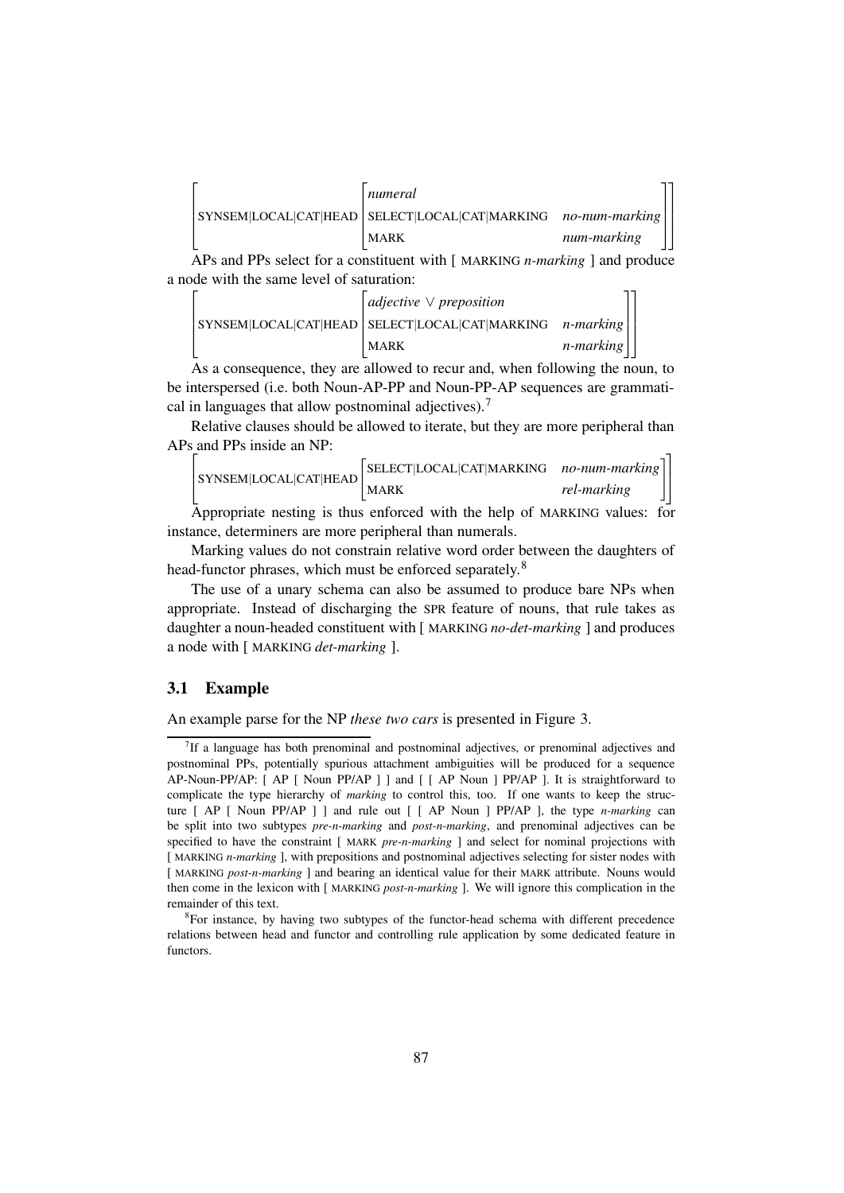$$\left[\text{SYNSEM|LOCAL|CAT|HEAD}\begin{bmatrix}\textit{numeral} & \\ \text{SELECT|LOCAL|CAT|MARKING} & \textit{no-num-marking} \\ \text{MARK} & \textit{num-marking}\end{bmatrix}\right]$$

APs and PPs select for a constituent with [ MARKING *n-marking* ] and produce a node with the same level of saturation:

$$\left[\text{SYNSEM|LOCAL|CAT|HEAD}\begin{bmatrix}\textit{adjective} \vee \textit{preposition} & \\ \text{SELECT|LOCAL|CAT|MARKING} & \textit{n-marking} \\ \text{MARK} & \textit{n-marking}\end{bmatrix}\right]$$

As a consequence, they are allowed to recur and, when following the noun, to be interspersed (i.e. both Noun-AP-PP and Noun-PP-AP sequences are grammatical in languages that allow postnominal adjectives).[7]

Relative clauses should be allowed to iterate, but they are more peripheral than APs and PPs inside an NP:

$$\left[\text{SYNSEM|LOCAL|CAT|HEAD}\begin{bmatrix}\text{SELECT|LOCAL|CAT|MARKING} & \textit{no-num-marking} \\ \text{MARK} & \textit{rel-marking}\end{bmatrix}\right]$$

Appropriate nesting is thus enforced with the help of MARKING values: for instance, determiners are more peripheral than numerals.

Marking values do not constrain relative word order between the daughters of head-functor phrases, which must be enforced separately.[8]

The use of a unary schema can also be assumed to produce bare NPs when appropriate. Instead of discharging the SPR feature of nouns, that rule takes as daughter a noun-headed constituent with [ MARKING *no-det-marking* ] and produces a node with [ MARKING *det-marking* ].

### 3.1 Example

An example parse for the NP *these two cars* is presented in Figure 3.

[7] If a language has both prenominal and postnominal adjectives, or prenominal adjectives and postnominal PPs, potentially spurious attachment ambiguities will be produced for a sequence AP-Noun-PP/AP: [ AP [ Noun PP/AP ] ] and [ [ AP Noun ] PP/AP ]. It is straightforward to complicate the type hierarchy of *marking* to control this, too. If one wants to keep the structure [ AP [ Noun PP/AP ] ] and rule out [ [ AP Noun ] PP/AP ], the type *n-marking* can be split into two subtypes *pre-n-marking* and *post-n-marking*, and prenominal adjectives can be specified to have the constraint [ MARK *pre-n-marking* ] and select for nominal projections with [ MARKING *n-marking* ], with prepositions and postnominal adjectives selecting for sister nodes with [ MARKING *post-n-marking* ] and bearing an identical value for their MARK attribute. Nouns would then come in the lexicon with [ MARKING *post-n-marking* ]. We will ignore this complication in the remainder of this text.

[8] For instance, by having two subtypes of the functor-head schema with different precedence relations between head and functor and controlling rule application by some dedicated feature in functors.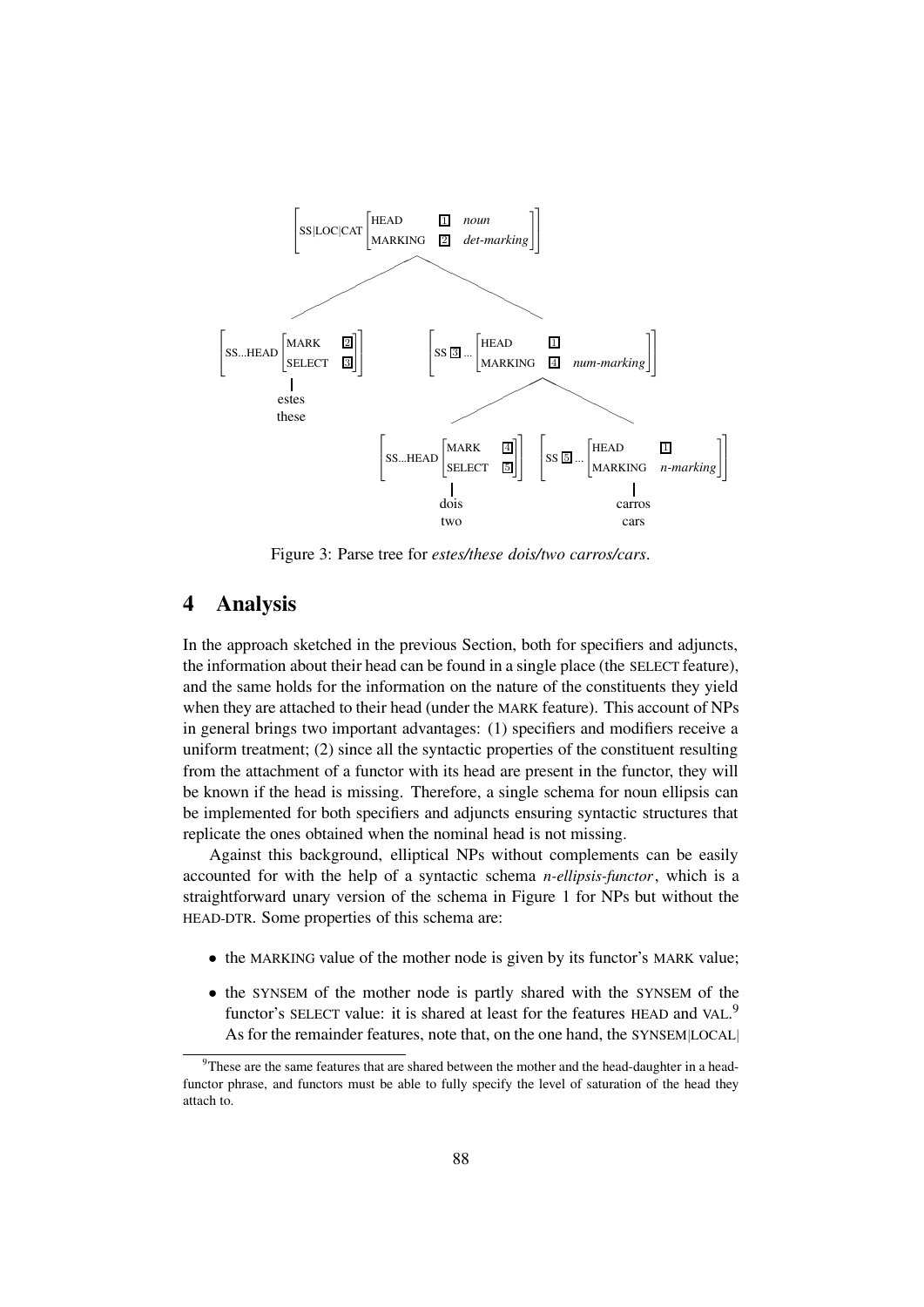Figure 3: Parse tree for *estes/these dois/two carros/cars*.

## 4 Analysis

In the approach sketched in the previous Section, both for specifiers and adjuncts, the information about their head can be found in a single place (the SELECT feature), and the same holds for the information on the nature of the constituents they yield when they are attached to their head (under the MARK feature). This account of NPs in general brings two important advantages: (1) specifiers and modifiers receive a uniform treatment; (2) since all the syntactic properties of the constituent resulting from the attachment of a functor with its head are present in the functor, they will be known if the head is missing. Therefore, a single schema for noun ellipsis can be implemented for both specifiers and adjuncts ensuring syntactic structures that replicate the ones obtained when the nominal head is not missing.

Against this background, elliptical NPs without complements can be easily accounted for with the help of a syntactic schema *n-ellipsis-functor*, which is a straightforward unary version of the schema in Figure 1 for NPs but without the HEAD-DTR. Some properties of this schema are:

- the MARKING value of the mother node is given by its functor's MARK value;
- the SYNSEM of the mother node is partly shared with the SYNSEM of the functor's SELECT value: it is shared at least for the features HEAD and VAL.[9] As for the remainder features, note that, on the one hand, the SYNSEM|LOCAL|

[9] These are the same features that are shared between the mother and the head-daughter in a head-functor phrase, and functors must be able to fully specify the level of saturation of the head they attach to.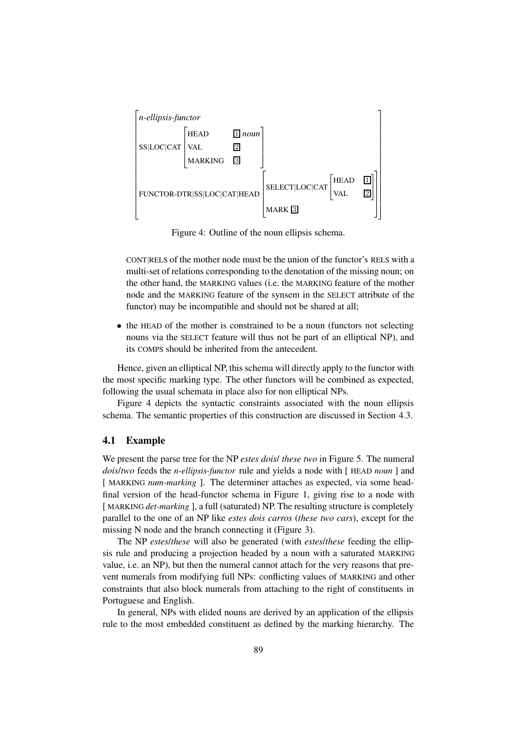$$
\begin{bmatrix}
\textit{n-ellipsis-functor} & \\
\text{SS|LOC|CAT} & \begin{bmatrix} \text{HEAD} & \boxed{1}\ \textit{noun} \\ \text{VAL} & \boxed{2} \\ \text{MARKING} & \boxed{3} \end{bmatrix} \\
\text{FUNCTOR-DTR|SS|LOC|CAT|HEAD} & \begin{bmatrix} \text{SELECT|LOC|CAT} & \begin{bmatrix} \text{HEAD} & \boxed{1} \\ \text{VAL} & \boxed{2} \end{bmatrix} \\ \text{MARK}\ \boxed{3} & \end{bmatrix}
\end{bmatrix}
$$

Figure 4: Outline of the noun ellipsis schema.

CONT|RELS of the mother node must be the union of the functor's RELS with a multi-set of relations corresponding to the denotation of the missing noun; on the other hand, the MARKING values (i.e. the MARKING feature of the mother node and the MARKING feature of the synsem in the SELECT attribute of the functor) may be incompatible and should not be shared at all;

- the HEAD of the mother is constrained to be a noun (functors not selecting nouns via the SELECT feature will thus not be part of an elliptical NP), and its COMPS should be inherited from the antecedent.

Hence, given an elliptical NP, this schema will directly apply to the functor with the most specific marking type. The other functors will be combined as expected, following the usual schemata in place also for non elliptical NPs.

Figure 4 depicts the syntactic constraints associated with the noun ellipsis schema. The semantic properties of this construction are discussed in Section 4.3.

## 4.1 Example

We present the parse tree for the NP *estes dois*/ *these two* in Figure 5. The numeral *dois*/*two* feeds the *n-ellipsis-functor* rule and yields a node with [ HEAD *noun* ] and [ MARKING *num-marking* ]. The determiner attaches as expected, via some head-final version of the head-functor schema in Figure 1, giving rise to a node with [ MARKING *det-marking* ], a full (saturated) NP. The resulting structure is completely parallel to the one of an NP like *estes dois carros* (*these two cars*), except for the missing N node and the branch connecting it (Figure 3).

The NP *estes*/*these* will also be generated (with *estes*/*these* feeding the ellipsis rule and producing a projection headed by a noun with a saturated MARKING value, i.e. an NP), but then the numeral cannot attach for the very reasons that prevent numerals from modifying full NPs: conflicting values of MARKING and other constraints that also block numerals from attaching to the right of constituents in Portuguese and English.

In general, NPs with elided nouns are derived by an application of the ellipsis rule to the most embedded constituent as defined by the marking hierarchy. The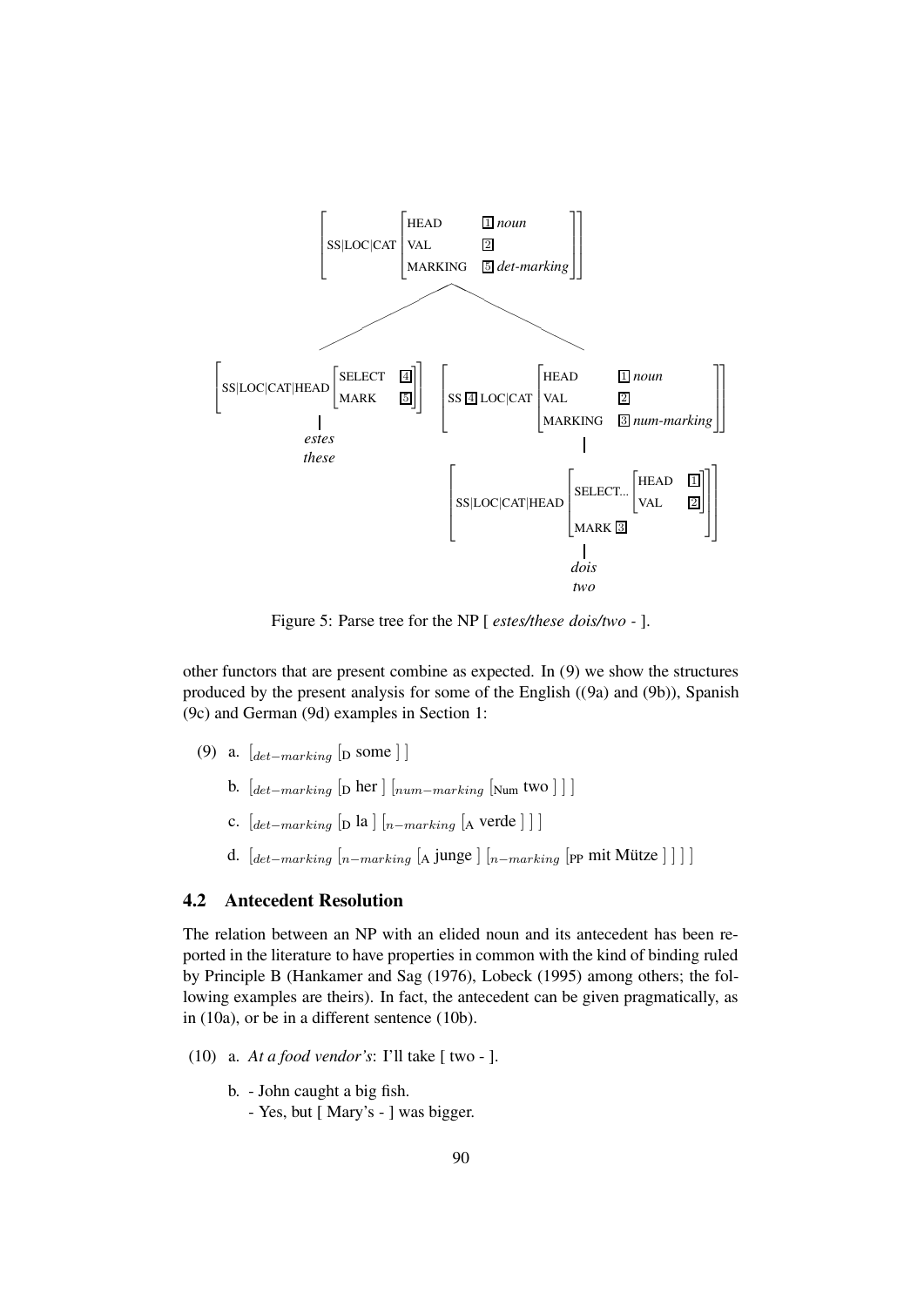Figure 5: Parse tree for the NP [ *estes/these dois/two* - ].

other functors that are present combine as expected. In (9) we show the structures produced by the present analysis for some of the English ((9a) and (9b)), Spanish (9c) and German (9d) examples in Section 1:

(9) a. $[_{det-marking}$ $[_{\text{D}}$ some ] ]

b. $[_{det-marking}$ $[_{\text{D}}$ her ] $[_{num-marking}$ $[_{\text{Num}}$ two ] ] ]

c. $[_{det-marking}$ $[_{\text{D}}$ la ] $[_{n-marking}$ $[_{\text{A}}$ verde ] ] ]

d. $[_{det-marking}$ $[_{n-marking}$ $[_{\text{A}}$ junge ] $[_{n-marking}$ $[_{\text{PP}}$ mit Mütze ] ] ] ]

## 4.2 Antecedent Resolution

The relation between an NP with an elided noun and its antecedent has been reported in the literature to have properties in common with the kind of binding ruled by Principle B (Hankamer and Sag (1976), Lobeck (1995) among others; the following examples are theirs). In fact, the antecedent can be given pragmatically, as in (10a), or be in a different sentence (10b).

(10) a. *At a food vendor's*: I'll take [ two - ].

b. - John caught a big fish.
   - Yes, but [ Mary's - ] was bigger.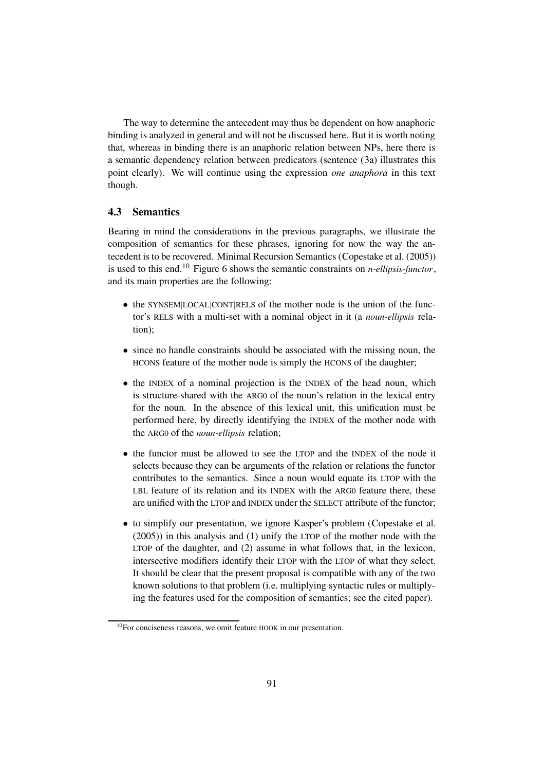The way to determine the antecedent may thus be dependent on how anaphoric binding is analyzed in general and will not be discussed here. But it is worth noting that, whereas in binding there is an anaphoric relation between NPs, here there is a semantic dependency relation between predicators (sentence (3a) illustrates this point clearly). We will continue using the expression *one anaphora* in this text though.

### 4.3 Semantics

Bearing in mind the considerations in the previous paragraphs, we illustrate the composition of semantics for these phrases, ignoring for now the way the antecedent is to be recovered. Minimal Recursion Semantics (Copestake et al. (2005)) is used to this end.[10] Figure 6 shows the semantic constraints on *n-ellipsis-functor*, and its main properties are the following:

- the SYNSEM|LOCAL|CONT|RELS of the mother node is the union of the functor's RELS with a multi-set with a nominal object in it (a *noun-ellipsis* relation);
- since no handle constraints should be associated with the missing noun, the HCONS feature of the mother node is simply the HCONS of the daughter;
- the INDEX of a nominal projection is the INDEX of the head noun, which is structure-shared with the ARG0 of the noun's relation in the lexical entry for the noun. In the absence of this lexical unit, this unification must be performed here, by directly identifying the INDEX of the mother node with the ARG0 of the *noun-ellipsis* relation;
- the functor must be allowed to see the LTOP and the INDEX of the node it selects because they can be arguments of the relation or relations the functor contributes to the semantics. Since a noun would equate its LTOP with the LBL feature of its relation and its INDEX with the ARG0 feature there, these are unified with the LTOP and INDEX under the SELECT attribute of the functor;
- to simplify our presentation, we ignore Kasper's problem (Copestake et al. (2005)) in this analysis and (1) unify the LTOP of the mother node with the LTOP of the daughter, and (2) assume in what follows that, in the lexicon, intersective modifiers identify their LTOP with the LTOP of what they select. It should be clear that the present proposal is compatible with any of the two known solutions to that problem (i.e. multiplying syntactic rules or multiplying the features used for the composition of semantics; see the cited paper).

[10] For conciseness reasons, we omit feature HOOK in our presentation.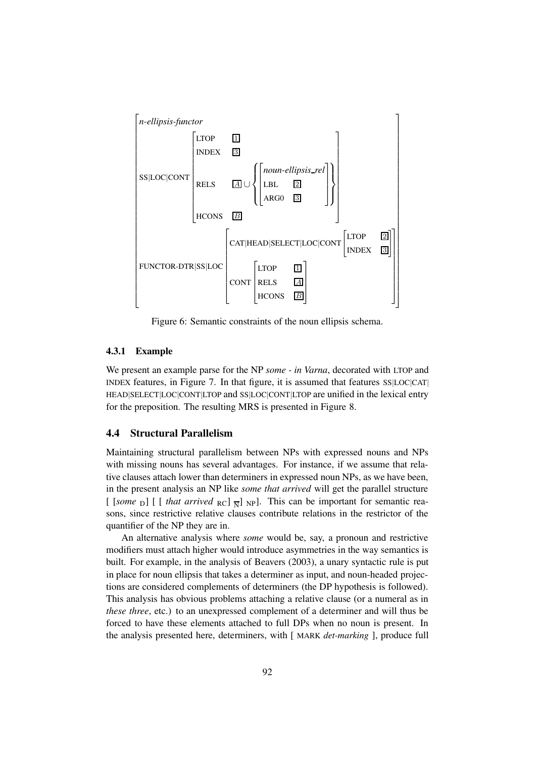$$
\begin{bmatrix}
\textit{n-ellipsis-functor} & \\
\text{SS|LOC|CONT} & \begin{bmatrix}
\text{LTOP} & \boxed{1} \\
\text{INDEX} & \boxed{3} \\
\text{RELS} & \boxed{A} \cup \left\{ \begin{bmatrix} \textit{noun-ellipsis\_rel} & \\ \text{LBL} & \boxed{2} \\ \text{ARG0} & \boxed{3} \end{bmatrix} \right\} \\
\text{HCONS} & \boxed{B}
\end{bmatrix} \\
\text{FUNCTOR-DTR|SS|LOC} & \begin{bmatrix}
\text{CAT|HEAD|SELECT|LOC|CONT} & \begin{bmatrix} \text{LTOP} & \boxed{2} \\ \text{INDEX} & \boxed{3} \end{bmatrix} \\
\text{CONT} & \begin{bmatrix} \text{LTOP} & \boxed{1} \\ \text{RELS} & \boxed{A} \\ \text{HCONS} & \boxed{B} \end{bmatrix}
\end{bmatrix}
\end{bmatrix}
$$

Figure 6: Semantic constraints of the noun ellipsis schema.

#### 4.3.1 Example

We present an example parse for the NP *some - in Varna*, decorated with LTOP and INDEX features, in Figure 7. In that figure, it is assumed that features SS|LOC|CAT|HEAD|SELECT|LOC|CONT|LTOP and SS|LOC|CONT|LTOP are unified in the lexical entry for the preposition. The resulting MRS is presented in Figure 8.

### 4.4 Structural Parallelism

Maintaining structural parallelism between NPs with expressed nouns and NPs with missing nouns has several advantages. For instance, if we assume that relative clauses attach lower than determiners in expressed noun NPs, as we have been, in the present analysis an NP like *some that arrived* will get the parallel structure [ [*some* $_{\text{D}}$] [ [ *that arrived* $_{\text{RC}}$] $_{\overline{\text{N}}}$] $_{\text{NP}}$]. This can be important for semantic reasons, since restrictive relative clauses contribute relations in the restrictor of the quantifier of the NP they are in.

An alternative analysis where *some* would be, say, a pronoun and restrictive modifiers must attach higher would introduce asymmetries in the way semantics is built. For example, in the analysis of Beavers (2003), a unary syntactic rule is put in place for noun ellipsis that takes a determiner as input, and noun-headed projections are considered complements of determiners (the DP hypothesis is followed). This analysis has obvious problems attaching a relative clause (or a numeral as in *these three*, etc.) to an unexpressed complement of a determiner and will thus be forced to have these elements attached to full DPs when no noun is present. In the analysis presented here, determiners, with [ MARK *det-marking* ], produce full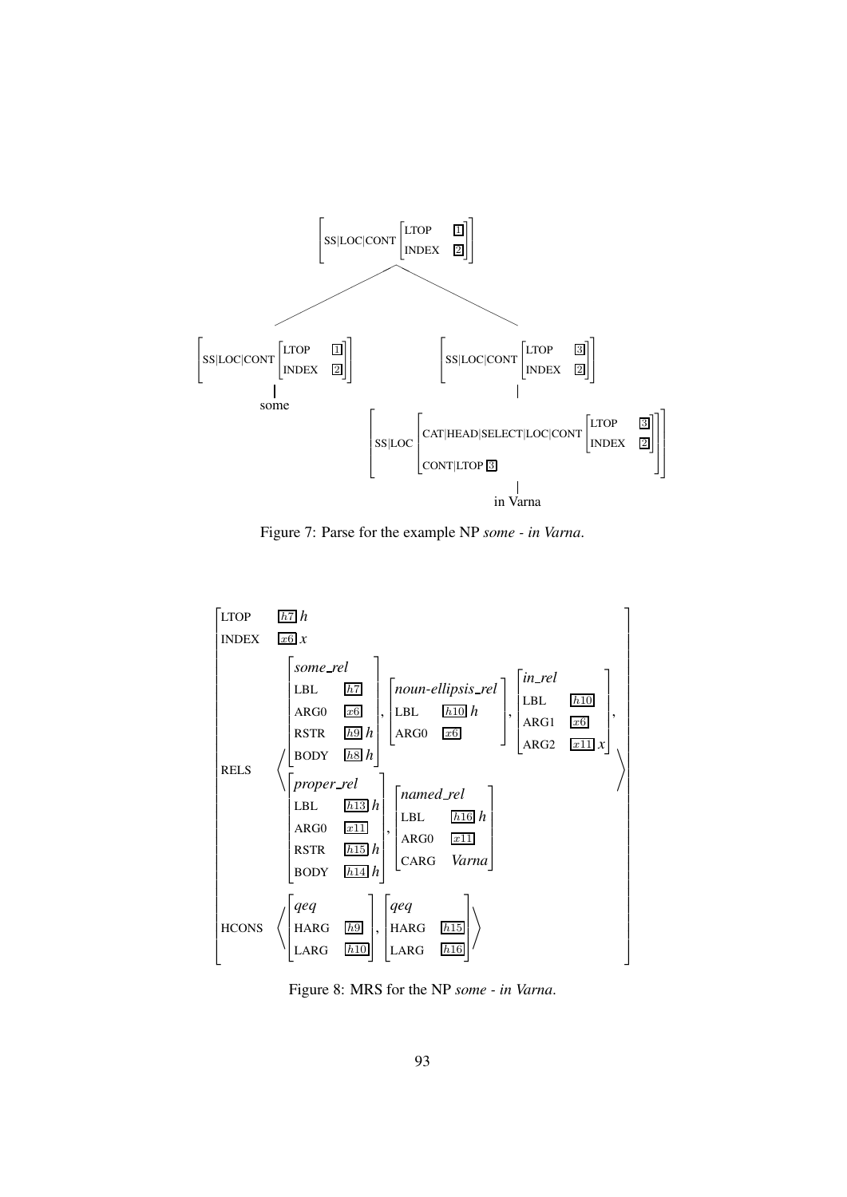Figure 7: Parse for the example NP *some - in Varna*.

Figure 8: MRS for the NP *some - in Varna*.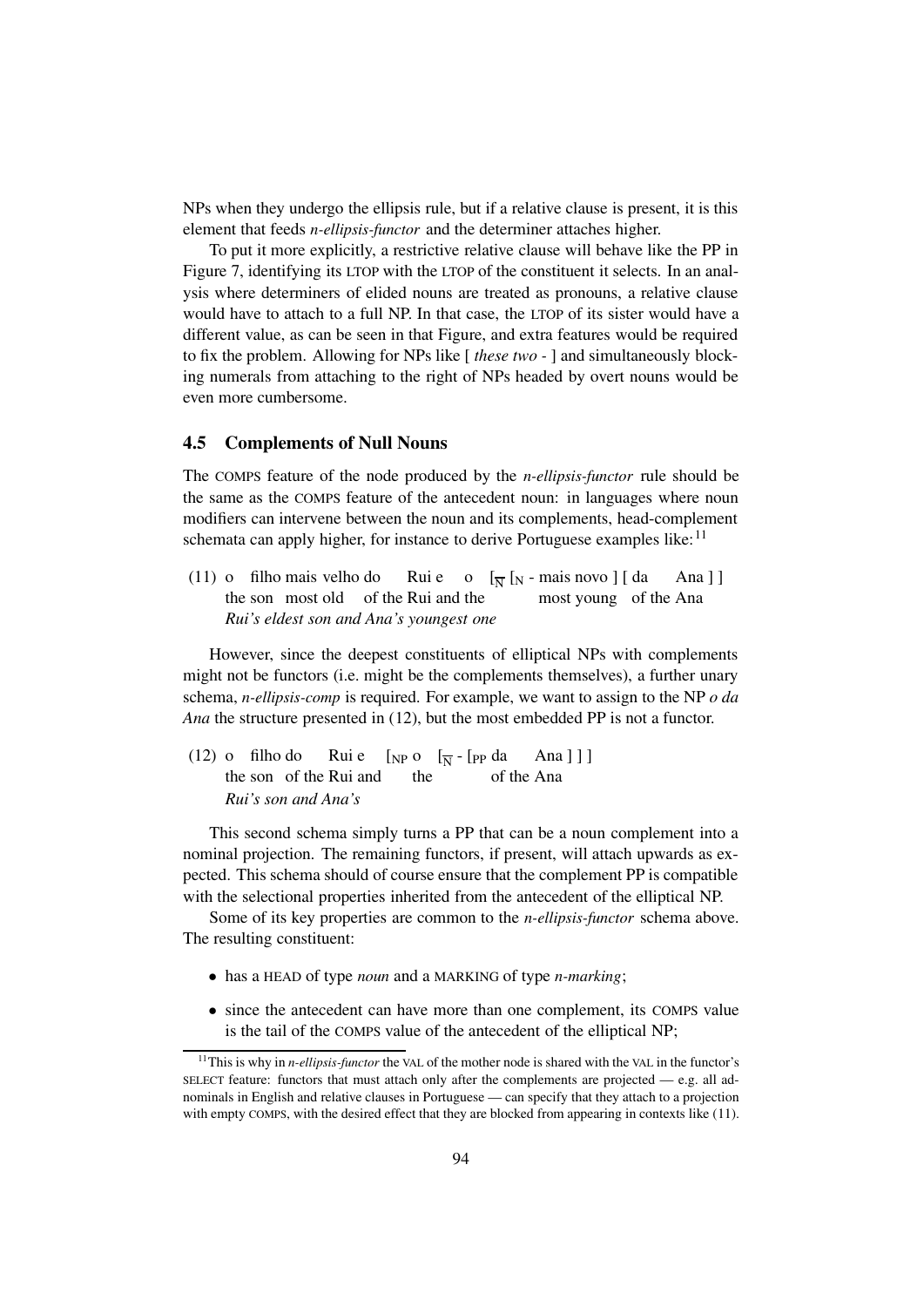NPs when they undergo the ellipsis rule, but if a relative clause is present, it is this element that feeds *n-ellipsis-functor* and the determiner attaches higher.

To put it more explicitly, a restrictive relative clause will behave like the PP in Figure 7, identifying its LTOP with the LTOP of the constituent it selects. In an analysis where determiners of elided nouns are treated as pronouns, a relative clause would have to attach to a full NP. In that case, the LTOP of its sister would have a different value, as can be seen in that Figure, and extra features would be required to fix the problem. Allowing for NPs like [ *these two* - ] and simultaneously blocking numerals from attaching to the right of NPs headed by overt nouns would be even more cumbersome.

### 4.5 Complements of Null Nouns

The COMPS feature of the node produced by the *n-ellipsis-functor* rule should be the same as the COMPS feature of the antecedent noun: in languages where noun modifiers can intervene between the noun and its complements, head-complement schemata can apply higher, for instance to derive Portuguese examples like:[11]

(11) o filho mais velho do Rui e o $[_{\overline{N}}$ $[_{N}$ - mais novo ] [ da Ana ] ]
the son most old of the Rui and the most young of the Ana
*Rui's eldest son and Ana's youngest one*

However, since the deepest constituents of elliptical NPs with complements might not be functors (i.e. might be the complements themselves), a further unary schema, *n-ellipsis-comp* is required. For example, we want to assign to the NP *o da Ana* the structure presented in (12), but the most embedded PP is not a functor.

(12) o filho do Rui e $[_{NP}$ o $[_{\overline{N}}$ - $[_{PP}$ da Ana ] ] ]
the son of the Rui and the of the Ana
*Rui's son and Ana's*

This second schema simply turns a PP that can be a noun complement into a nominal projection. The remaining functors, if present, will attach upwards as expected. This schema should of course ensure that the complement PP is compatible with the selectional properties inherited from the antecedent of the elliptical NP.

Some of its key properties are common to the *n-ellipsis-functor* schema above. The resulting constituent:

- has a HEAD of type *noun* and a MARKING of type *n-marking*;
- since the antecedent can have more than one complement, its COMPS value is the tail of the COMPS value of the antecedent of the elliptical NP;

[11]This is why in *n-ellipsis-functor* the VAL of the mother node is shared with the VAL in the functor's SELECT feature: functors that must attach only after the complements are projected — e.g. all adnominals in English and relative clauses in Portuguese — can specify that they attach to a projection with empty COMPS, with the desired effect that they are blocked from appearing in contexts like (11).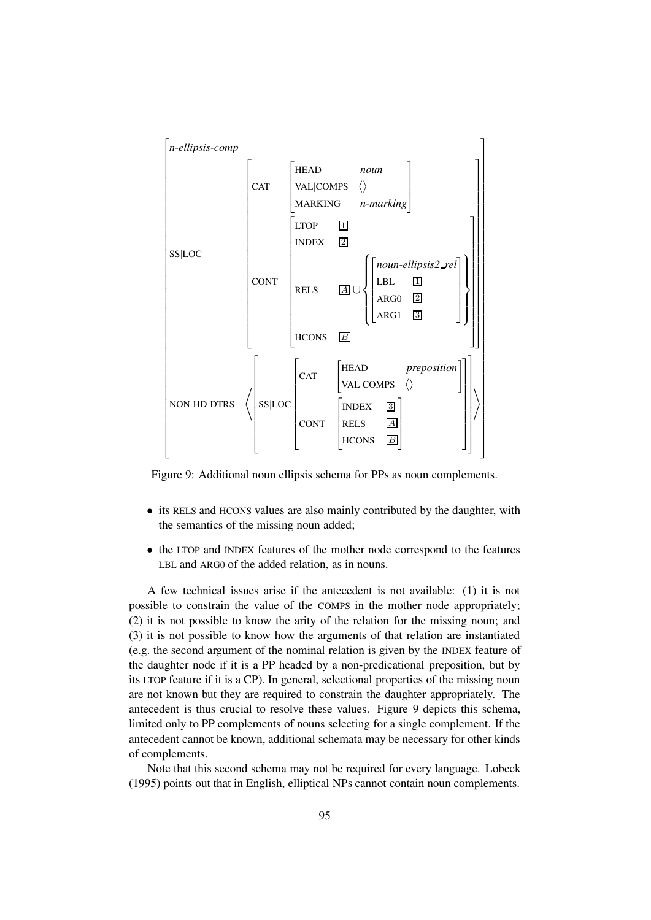$$
\left[\begin{array}{ll}
\textit{n-ellipsis-comp} & \\
\text{SS|LOC} & \left[\begin{array}{ll}
\text{CAT} & \left[\begin{array}{ll}
\text{HEAD} & \textit{noun} \\
\text{VAL|COMPS} & \langle\rangle \\
\text{MARKING} & \textit{n-marking}
\end{array}\right] \\
\text{CONT} & \left[\begin{array}{ll}
\text{LTOP} & \boxed{1} \\
\text{INDEX} & \boxed{2} \\
\text{RELS} & \boxed{A} \cup \left\{ \left[\begin{array}{ll}
\multicolumn{2}{l}{\textit{noun-ellipsis2\_rel}} \\
\text{LBL} & \boxed{1} \\
\text{ARG0} & \boxed{2} \\
\text{ARG1} & \boxed{3}
\end{array}\right] \right\} \\
\text{HCONS} & \boxed{B}
\end{array}\right]
\end{array}\right] \\
\text{NON-HD-DTRS} & \left\langle \left[\begin{array}{ll}
\text{SS|LOC} & \left[\begin{array}{ll}
\text{CAT} & \left[\begin{array}{ll}
\text{HEAD} & \textit{preposition} \\
\text{VAL|COMPS} & \langle\rangle
\end{array}\right] \\
\text{CONT} & \left[\begin{array}{ll}
\text{INDEX} & \boxed{3} \\
\text{RELS} & \boxed{A} \\
\text{HCONS} & \boxed{B}
\end{array}\right]
\end{array}\right]
\end{array}\right] \right\rangle
\end{array}\right]
$$

Figure 9: Additional noun ellipsis schema for PPs as noun complements.

- its RELS and HCONS values are also mainly contributed by the daughter, with the semantics of the missing noun added;
- the LTOP and INDEX features of the mother node correspond to the features LBL and ARG0 of the added relation, as in nouns.

A few technical issues arise if the antecedent is not available: (1) it is not possible to constrain the value of the COMPS in the mother node appropriately; (2) it is not possible to know the arity of the relation for the missing noun; and (3) it is not possible to know how the arguments of that relation are instantiated (e.g. the second argument of the nominal relation is given by the INDEX feature of the daughter node if it is a PP headed by a non-predicational preposition, but by its LTOP feature if it is a CP). In general, selectional properties of the missing noun are not known but they are required to constrain the daughter appropriately. The antecedent is thus crucial to resolve these values. Figure 9 depicts this schema, limited only to PP complements of nouns selecting for a single complement. If the antecedent cannot be known, additional schemata may be necessary for other kinds of complements.

Note that this second schema may not be required for every language. Lobeck (1995) points out that in English, elliptical NPs cannot contain noun complements.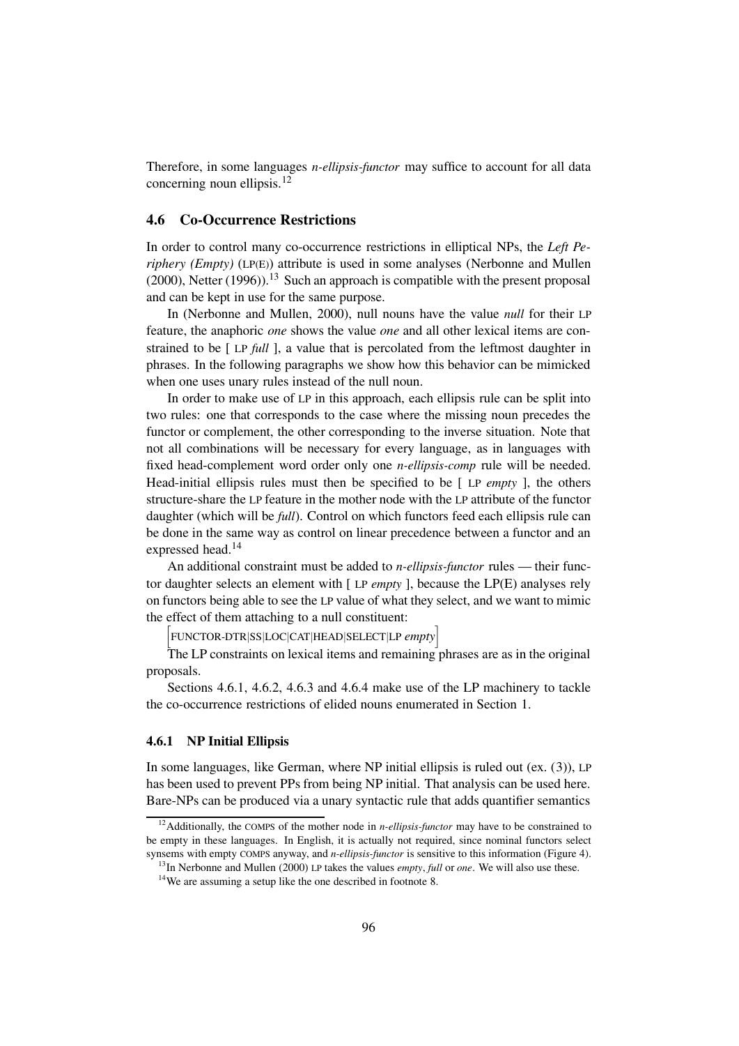Therefore, in some languages *n-ellipsis-functor* may suffice to account for all data concerning noun ellipsis.[12]

## 4.6 Co-Occurrence Restrictions

In order to control many co-occurrence restrictions in elliptical NPs, the *Left Periphery (Empty)* (LP(E)) attribute is used in some analyses (Nerbonne and Mullen (2000), Netter (1996)).[13] Such an approach is compatible with the present proposal and can be kept in use for the same purpose.

In (Nerbonne and Mullen, 2000), null nouns have the value *null* for their LP feature, the anaphoric *one* shows the value *one* and all other lexical items are constrained to be [ LP *full* ], a value that is percolated from the leftmost daughter in phrases. In the following paragraphs we show how this behavior can be mimicked when one uses unary rules instead of the null noun.

In order to make use of LP in this approach, each ellipsis rule can be split into two rules: one that corresponds to the case where the missing noun precedes the functor or complement, the other corresponding to the inverse situation. Note that not all combinations will be necessary for every language, as in languages with fixed head-complement word order only one *n-ellipsis-comp* rule will be needed. Head-initial ellipsis rules must then be specified to be [ LP *empty* ], the others structure-share the LP feature in the mother node with the LP attribute of the functor daughter (which will be *full*). Control on which functors feed each ellipsis rule can be done in the same way as control on linear precedence between a functor and an expressed head.[14]

An additional constraint must be added to *n-ellipsis-functor* rules — their functor daughter selects an element with [ LP *empty* ], because the LP(E) analyses rely on functors being able to see the LP value of what they select, and we want to mimic the effect of them attaching to a null constituent:

[FUNCTOR-DTR|SS|LOC|CAT|HEAD|SELECT|LP *empty*]

The LP constraints on lexical items and remaining phrases are as in the original proposals.

Sections 4.6.1, 4.6.2, 4.6.3 and 4.6.4 make use of the LP machinery to tackle the co-occurrence restrictions of elided nouns enumerated in Section 1.

### 4.6.1 NP Initial Ellipsis

In some languages, like German, where NP initial ellipsis is ruled out (ex. (3)), LP has been used to prevent PPs from being NP initial. That analysis can be used here. Bare-NPs can be produced via a unary syntactic rule that adds quantifier semantics

---

[12] Additionally, the COMPS of the mother node in *n-ellipsis-functor* may have to be constrained to be empty in these languages. In English, it is actually not required, since nominal functors select synsems with empty COMPS anyway, and *n-ellipsis-functor* is sensitive to this information (Figure 4).

[13] In Nerbonne and Mullen (2000) LP takes the values *empty*, *full* or *one*. We will also use these.

[14] We are assuming a setup like the one described in footnote 8.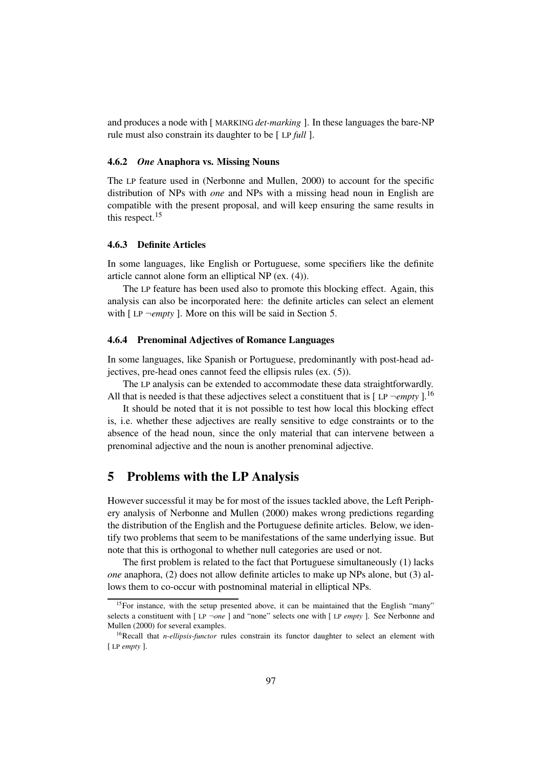and produces a node with [ MARKING *det-marking* ]. In these languages the bare-NP rule must also constrain its daughter to be [ LP *full* ].

### 4.6.2 *One* Anaphora vs. Missing Nouns

The LP feature used in (Nerbonne and Mullen, 2000) to account for the specific distribution of NPs with *one* and NPs with a missing head noun in English are compatible with the present proposal, and will keep ensuring the same results in this respect.[15]

### 4.6.3 Definite Articles

In some languages, like English or Portuguese, some specifiers like the definite article cannot alone form an elliptical NP (ex. (4)).

The LP feature has been used also to promote this blocking effect. Again, this analysis can also be incorporated here: the definite articles can select an element with [ LP ¬*empty* ]. More on this will be said in Section 5.

### 4.6.4 Prenominal Adjectives of Romance Languages

In some languages, like Spanish or Portuguese, predominantly with post-head adjectives, pre-head ones cannot feed the ellipsis rules (ex. (5)).

The LP analysis can be extended to accommodate these data straightforwardly. All that is needed is that these adjectives select a constituent that is [ LP ¬*empty* ].[16]

It should be noted that it is not possible to test how local this blocking effect is, i.e. whether these adjectives are really sensitive to edge constraints or to the absence of the head noun, since the only material that can intervene between a prenominal adjective and the noun is another prenominal adjective.

## 5 Problems with the LP Analysis

However successful it may be for most of the issues tackled above, the Left Periphery analysis of Nerbonne and Mullen (2000) makes wrong predictions regarding the distribution of the English and the Portuguese definite articles. Below, we identify two problems that seem to be manifestations of the same underlying issue. But note that this is orthogonal to whether null categories are used or not.

The first problem is related to the fact that Portuguese simultaneously (1) lacks *one* anaphora, (2) does not allow definite articles to make up NPs alone, but (3) allows them to co-occur with postnominal material in elliptical NPs.

---

[15]For instance, with the setup presented above, it can be maintained that the English "many" selects a constituent with [ LP ¬*one* ] and "none" selects one with [ LP *empty* ]. See Nerbonne and Mullen (2000) for several examples.

[16]Recall that *n-ellipsis-functor* rules constrain its functor daughter to select an element with [ LP *empty* ].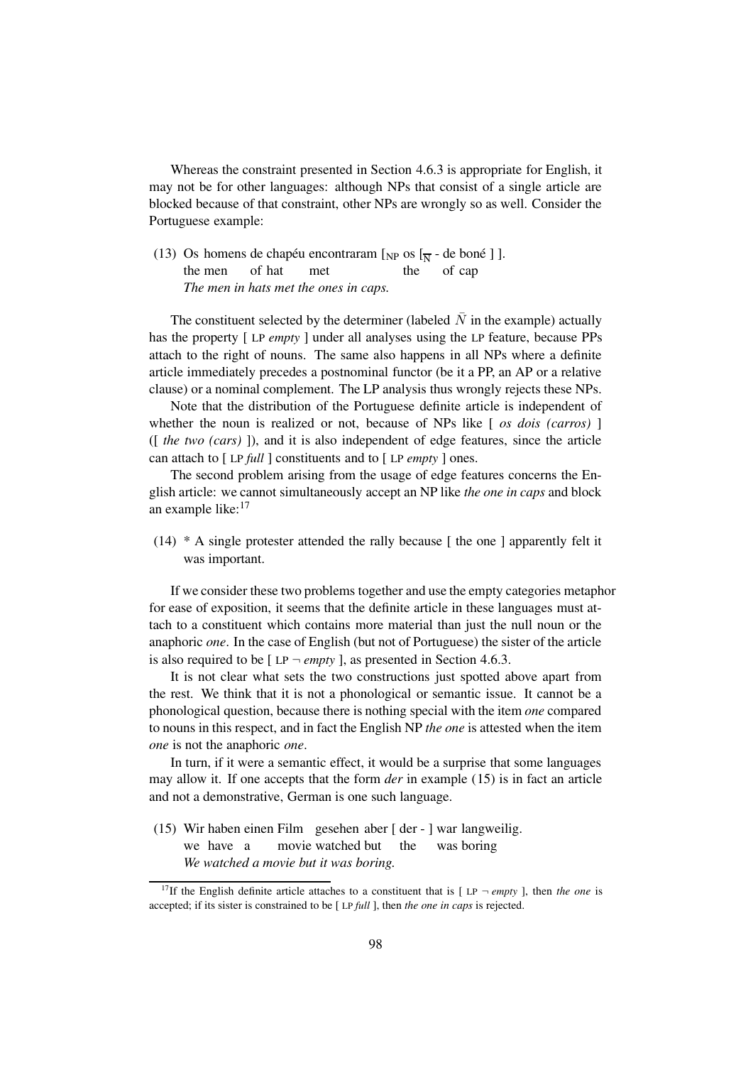Whereas the constraint presented in Section 4.6.3 is appropriate for English, it may not be for other languages: although NPs that consist of a single article are blocked because of that constraint, other NPs are wrongly so as well. Consider the Portuguese example:

(13) Os homens de chapéu encontraram [$_{\text{NP}}$ os [$_{\overline{\text{N}}}$ - de boné ] ].
     the men of hat met the of cap
     *The men in hats met the ones in caps.*

The constituent selected by the determiner (labeled $\bar{N}$ in the example) actually has the property [ LP *empty* ] under all analyses using the LP feature, because PPs attach to the right of nouns. The same also happens in all NPs where a definite article immediately precedes a postnominal functor (be it a PP, an AP or a relative clause) or a nominal complement. The LP analysis thus wrongly rejects these NPs.

Note that the distribution of the Portuguese definite article is independent of whether the noun is realized or not, because of NPs like [ *os dois (carros)* ] ([ *the two (cars)* ]), and it is also independent of edge features, since the article can attach to [ LP *full* ] constituents and to [ LP *empty* ] ones.

The second problem arising from the usage of edge features concerns the English article: we cannot simultaneously accept an NP like *the one in caps* and block an example like:[17]

(14) * A single protester attended the rally because [ the one ] apparently felt it was important.

If we consider these two problems together and use the empty categories metaphor for ease of exposition, it seems that the definite article in these languages must attach to a constituent which contains more material than just the null noun or the anaphoric *one*. In the case of English (but not of Portuguese) the sister of the article is also required to be [ LP ¬ *empty* ], as presented in Section 4.6.3.

It is not clear what sets the two constructions just spotted above apart from the rest. We think that it is not a phonological or semantic issue. It cannot be a phonological question, because there is nothing special with the item *one* compared to nouns in this respect, and in fact the English NP *the one* is attested when the item *one* is not the anaphoric *one*.

In turn, if it were a semantic effect, it would be a surprise that some languages may allow it. If one accepts that the form *der* in example (15) is in fact an article and not a demonstrative, German is one such language.

(15) Wir haben einen Film gesehen aber [ der - ] war langweilig.
     we have a movie watched but the was boring
     *We watched a movie but it was boring.*

[17] If the English definite article attaches to a constituent that is [ LP ¬ *empty* ], then *the one* is accepted; if its sister is constrained to be [ LP *full* ], then *the one in caps* is rejected.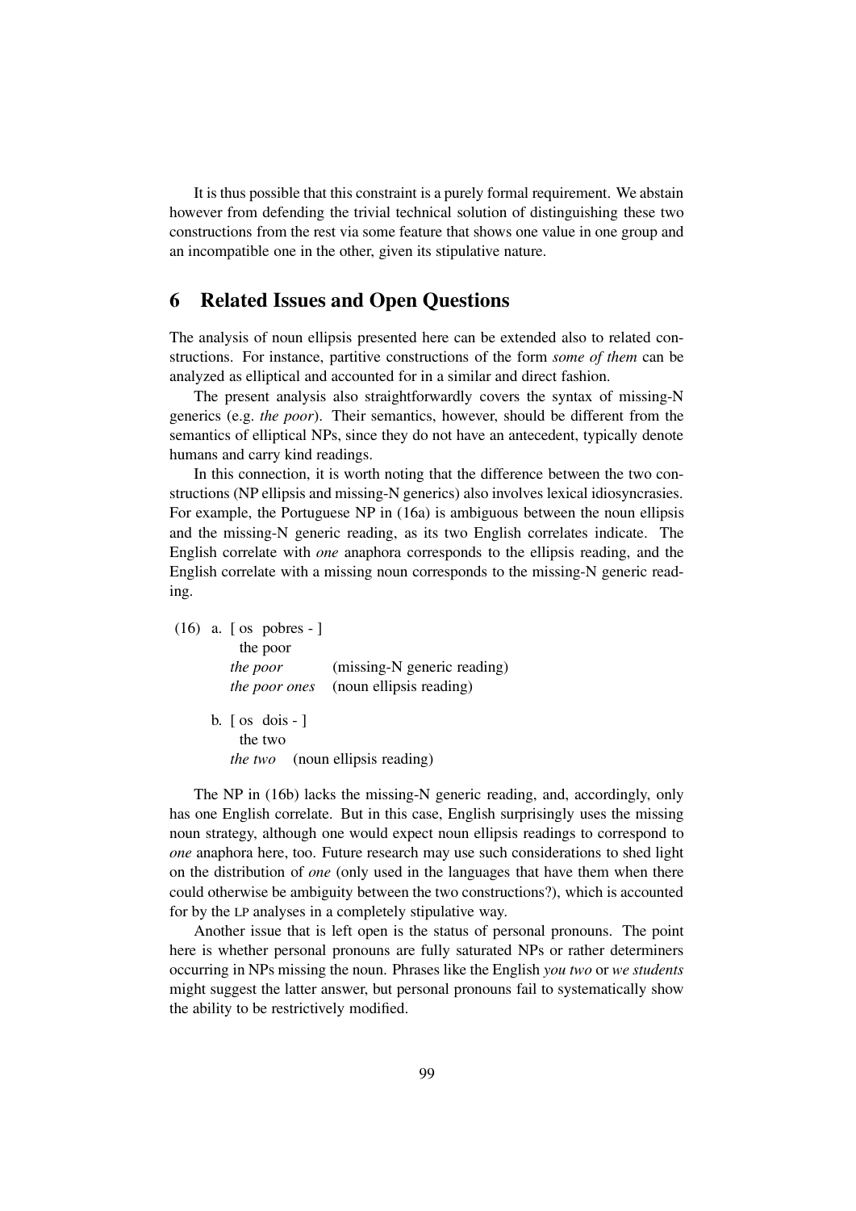It is thus possible that this constraint is a purely formal requirement. We abstain however from defending the trivial technical solution of distinguishing these two constructions from the rest via some feature that shows one value in one group and an incompatible one in the other, given its stipulative nature.

## 6 Related Issues and Open Questions

The analysis of noun ellipsis presented here can be extended also to related constructions. For instance, partitive constructions of the form *some of them* can be analyzed as elliptical and accounted for in a similar and direct fashion.

The present analysis also straightforwardly covers the syntax of missing-N generics (e.g. *the poor*). Their semantics, however, should be different from the semantics of elliptical NPs, since they do not have an antecedent, typically denote humans and carry kind readings.

In this connection, it is worth noting that the difference between the two constructions (NP ellipsis and missing-N generics) also involves lexical idiosyncrasies. For example, the Portuguese NP in (16a) is ambiguous between the noun ellipsis and the missing-N generic reading, as its two English correlates indicate. The English correlate with *one* anaphora corresponds to the ellipsis reading, and the English correlate with a missing noun corresponds to the missing-N generic reading.

(16) a. [ os pobres - ]
 the poor
 *the poor* (missing-N generic reading)
 *the poor ones* (noun ellipsis reading)

 b. [ os dois - ]
 the two
 *the two* (noun ellipsis reading)

The NP in (16b) lacks the missing-N generic reading, and, accordingly, only has one English correlate. But in this case, English surprisingly uses the missing noun strategy, although one would expect noun ellipsis readings to correspond to *one* anaphora here, too. Future research may use such considerations to shed light on the distribution of *one* (only used in the languages that have them when there could otherwise be ambiguity between the two constructions?), which is accounted for by the LP analyses in a completely stipulative way.

Another issue that is left open is the status of personal pronouns. The point here is whether personal pronouns are fully saturated NPs or rather determiners occurring in NPs missing the noun. Phrases like the English *you two* or *we students* might suggest the latter answer, but personal pronouns fail to systematically show the ability to be restrictively modified.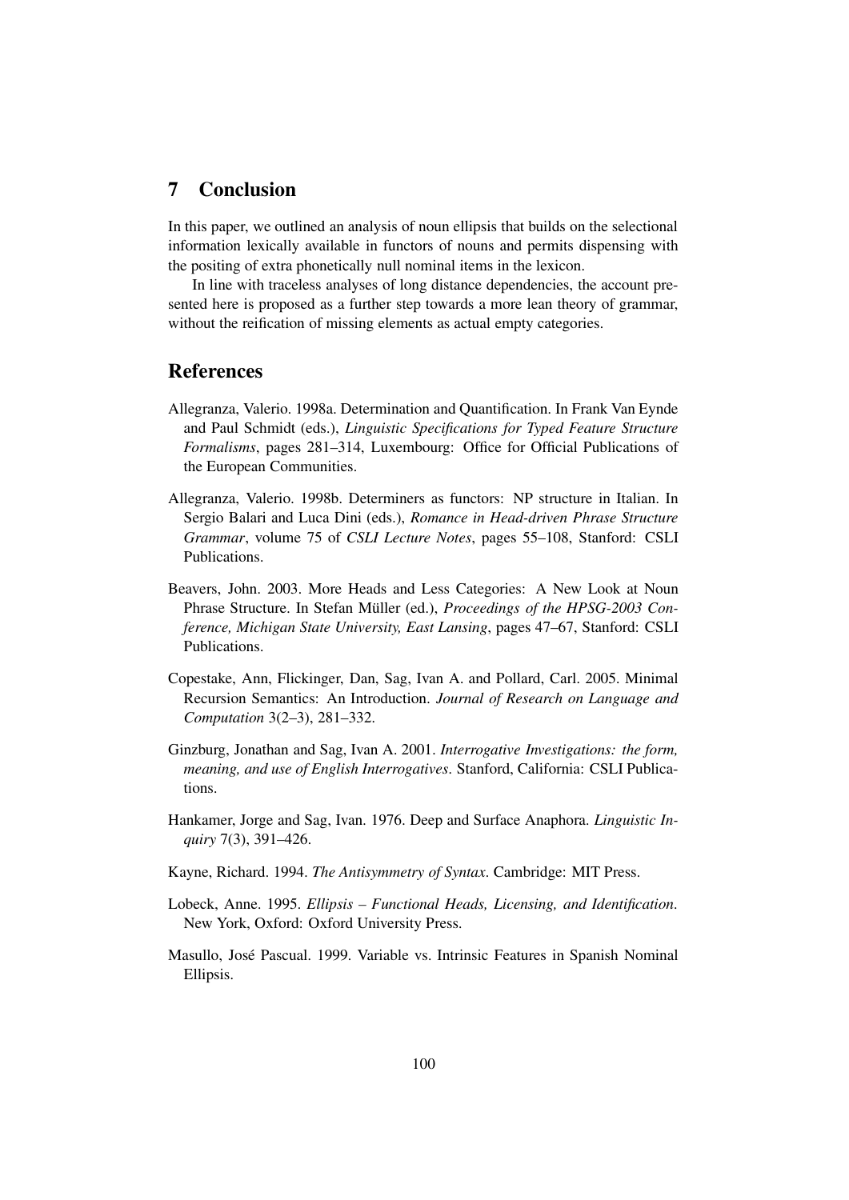## 7 Conclusion

In this paper, we outlined an analysis of noun ellipsis that builds on the selectional information lexically available in functors of nouns and permits dispensing with the positing of extra phonetically null nominal items in the lexicon.

In line with traceless analyses of long distance dependencies, the account presented here is proposed as a further step towards a more lean theory of grammar, without the reification of missing elements as actual empty categories.

## References

Allegranza, Valerio. 1998a. Determination and Quantification. In Frank Van Eynde and Paul Schmidt (eds.), *Linguistic Specifications for Typed Feature Structure Formalisms*, pages 281–314, Luxembourg: Office for Official Publications of the European Communities.

Allegranza, Valerio. 1998b. Determiners as functors: NP structure in Italian. In Sergio Balari and Luca Dini (eds.), *Romance in Head-driven Phrase Structure Grammar*, volume 75 of *CSLI Lecture Notes*, pages 55–108, Stanford: CSLI Publications.

Beavers, John. 2003. More Heads and Less Categories: A New Look at Noun Phrase Structure. In Stefan Müller (ed.), *Proceedings of the HPSG-2003 Conference, Michigan State University, East Lansing*, pages 47–67, Stanford: CSLI Publications.

Copestake, Ann, Flickinger, Dan, Sag, Ivan A. and Pollard, Carl. 2005. Minimal Recursion Semantics: An Introduction. *Journal of Research on Language and Computation* 3(2–3), 281–332.

Ginzburg, Jonathan and Sag, Ivan A. 2001. *Interrogative Investigations: the form, meaning, and use of English Interrogatives*. Stanford, California: CSLI Publications.

Hankamer, Jorge and Sag, Ivan. 1976. Deep and Surface Anaphora. *Linguistic Inquiry* 7(3), 391–426.

Kayne, Richard. 1994. *The Antisymmetry of Syntax*. Cambridge: MIT Press.

Lobeck, Anne. 1995. *Ellipsis – Functional Heads, Licensing, and Identification*. New York, Oxford: Oxford University Press.

Masullo, José Pascual. 1999. Variable vs. Intrinsic Features in Spanish Nominal Ellipsis.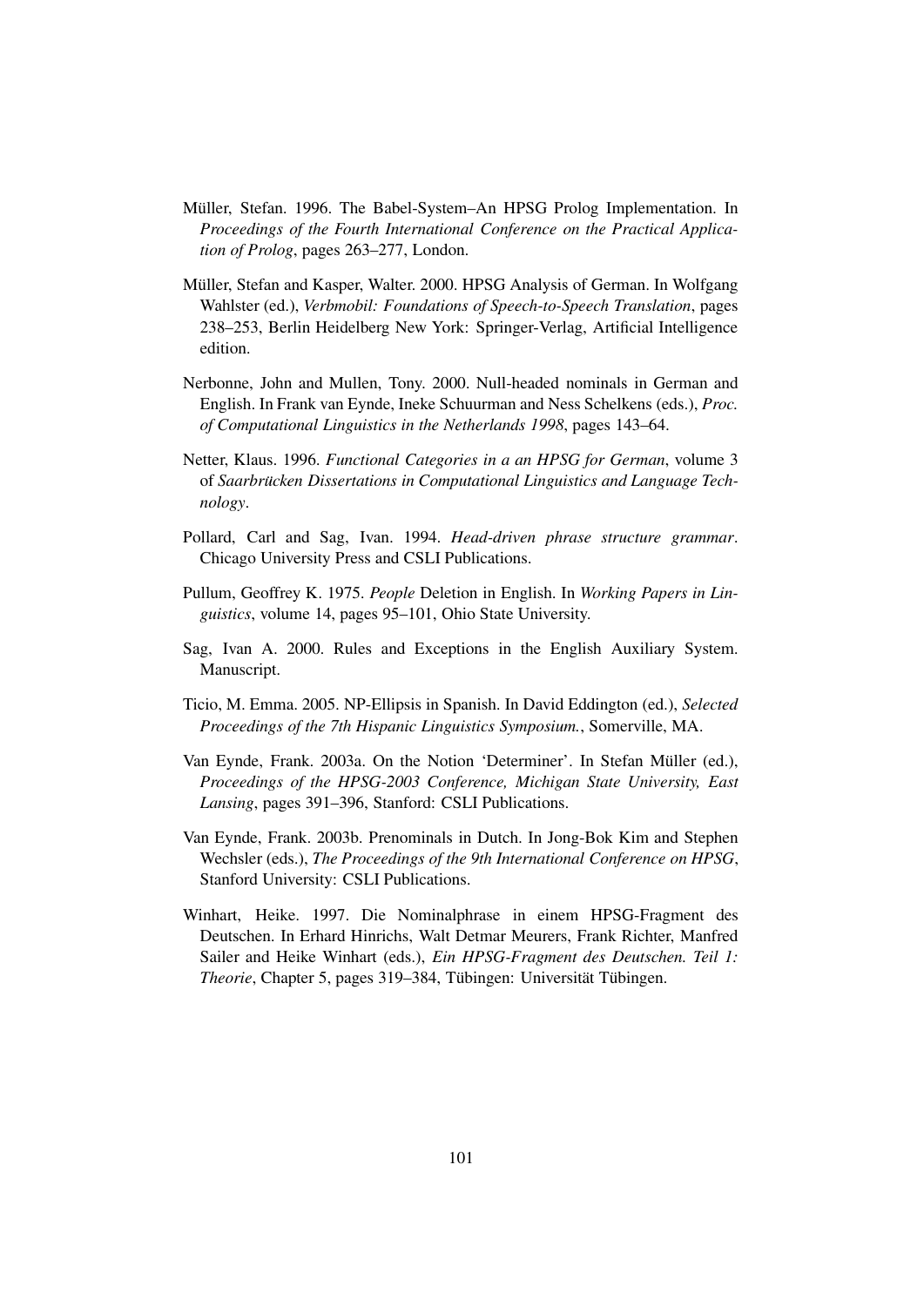Müller, Stefan. 1996. The Babel-System–An HPSG Prolog Implementation. In *Proceedings of the Fourth International Conference on the Practical Application of Prolog*, pages 263–277, London.

Müller, Stefan and Kasper, Walter. 2000. HPSG Analysis of German. In Wolfgang Wahlster (ed.), *Verbmobil: Foundations of Speech-to-Speech Translation*, pages 238–253, Berlin Heidelberg New York: Springer-Verlag, Artificial Intelligence edition.

Nerbonne, John and Mullen, Tony. 2000. Null-headed nominals in German and English. In Frank van Eynde, Ineke Schuurman and Ness Schelkens (eds.), *Proc. of Computational Linguistics in the Netherlands 1998*, pages 143–64.

Netter, Klaus. 1996. *Functional Categories in a an HPSG for German*, volume 3 of *Saarbrücken Dissertations in Computational Linguistics and Language Technology*.

Pollard, Carl and Sag, Ivan. 1994. *Head-driven phrase structure grammar*. Chicago University Press and CSLI Publications.

Pullum, Geoffrey K. 1975. *People* Deletion in English. In *Working Papers in Linguistics*, volume 14, pages 95–101, Ohio State University.

Sag, Ivan A. 2000. Rules and Exceptions in the English Auxiliary System. Manuscript.

Ticio, M. Emma. 2005. NP-Ellipsis in Spanish. In David Eddington (ed.), *Selected Proceedings of the 7th Hispanic Linguistics Symposium.*, Somerville, MA.

Van Eynde, Frank. 2003a. On the Notion 'Determiner'. In Stefan Müller (ed.), *Proceedings of the HPSG-2003 Conference, Michigan State University, East Lansing*, pages 391–396, Stanford: CSLI Publications.

Van Eynde, Frank. 2003b. Prenominals in Dutch. In Jong-Bok Kim and Stephen Wechsler (eds.), *The Proceedings of the 9th International Conference on HPSG*, Stanford University: CSLI Publications.

Winhart, Heike. 1997. Die Nominalphrase in einem HPSG-Fragment des Deutschen. In Erhard Hinrichs, Walt Detmar Meurers, Frank Richter, Manfred Sailer and Heike Winhart (eds.), *Ein HPSG-Fragment des Deutschen. Teil 1: Theorie*, Chapter 5, pages 319–384, Tübingen: Universität Tübingen.